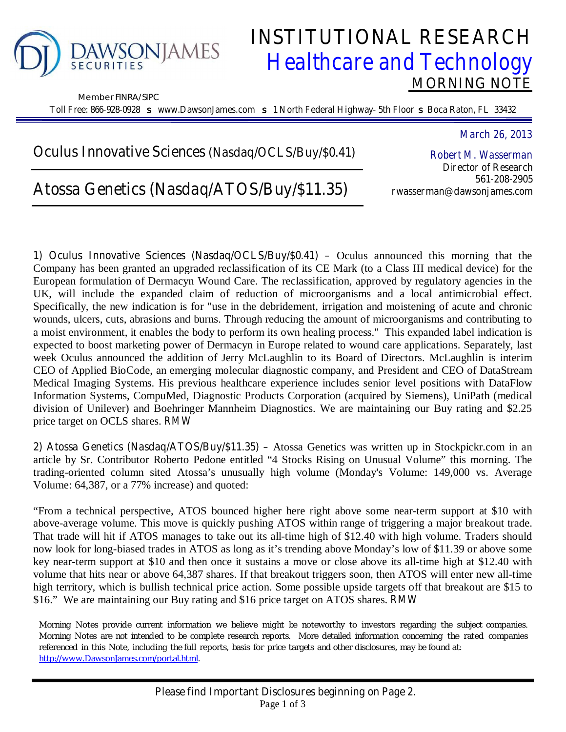DAWSONJAMES SECURITIES

Member FINRA/SIPC

Toll Free: 866-928-0928 s www.DawsonJames.com s 1 North Federal Highway- 5th Floor s Boca Raton, FL 33432

# INSTITUTIONAL RESEARCH
## Healthcare and Technology
### MORNING NOTE

March 26, 2013

Robert M. Wasserman
Director of Research
561-208-2905
rwasserman@dawsonjames.com

## Oculus Innovative Sciences (Nasdaq/OCLS/Buy/$0.41)

## Atossa Genetics (Nasdaq/ATOS/Buy/$11.35)

1) Oculus Innovative Sciences (Nasdaq/OCLS/Buy/$0.41) – Oculus announced this morning that the Company has been granted an upgraded reclassification of its CE Mark (to a Class III medical device) for the European formulation of Dermacyn Wound Care. The reclassification, approved by regulatory agencies in the UK, will include the expanded claim of reduction of microorganisms and a local antimicrobial effect. Specifically, the new indication is for "use in the debridement, irrigation and moistening of acute and chronic wounds, ulcers, cuts, abrasions and burns. Through reducing the amount of microorganisms and contributing to a moist environment, it enables the body to perform its own healing process." This expanded label indication is expected to boost marketing power of Dermacyn in Europe related to wound care applications. Separately, last week Oculus announced the addition of Jerry McLaughlin to its Board of Directors. McLaughlin is interim CEO of Applied BioCode, an emerging molecular diagnostic company, and President and CEO of DataStream Medical Imaging Systems. His previous healthcare experience includes senior level positions with DataFlow Information Systems, CompuMed, Diagnostic Products Corporation (acquired by Siemens), UniPath (medical division of Unilever) and Boehringer Mannheim Diagnostics. We are maintaining our Buy rating and $2.25 price target on OCLS shares. RMW

2) Atossa Genetics (Nasdaq/ATOS/Buy/$11.35) – Atossa Genetics was written up in Stockpickr.com in an article by Sr. Contributor Roberto Pedone entitled "4 Stocks Rising on Unusual Volume" this morning. The trading-oriented column sited Atossa's unusually high volume (Monday's Volume: 149,000 vs. Average Volume: 64,387, or a 77% increase) and quoted:

"From a technical perspective, ATOS bounced higher here right above some near-term support at $10 with above-average volume. This move is quickly pushing ATOS within range of triggering a major breakout trade. That trade will hit if ATOS manages to take out its all-time high of $12.40 with high volume. Traders should now look for long-biased trades in ATOS as long as it's trending above Monday's low of $11.39 or above some key near-term support at $10 and then once it sustains a move or close above its all-time high at $12.40 with volume that hits near or above 64,387 shares. If that breakout triggers soon, then ATOS will enter new all-time high territory, which is bullish technical price action. Some possible upside targets off that breakout are $15 to $16." We are maintaining our Buy rating and $16 price target on ATOS shares. RMW

Morning Notes provide current information we believe might be noteworthy to investors regarding the subject companies. Morning Notes are not intended to be complete research reports. More detailed information concerning the rated companies referenced in this Note, including the full reports, basis for price targets and other disclosures, may be found at: http://www.DawsonJames.com/portal.html.

Please find Important Disclosures beginning on Page 2.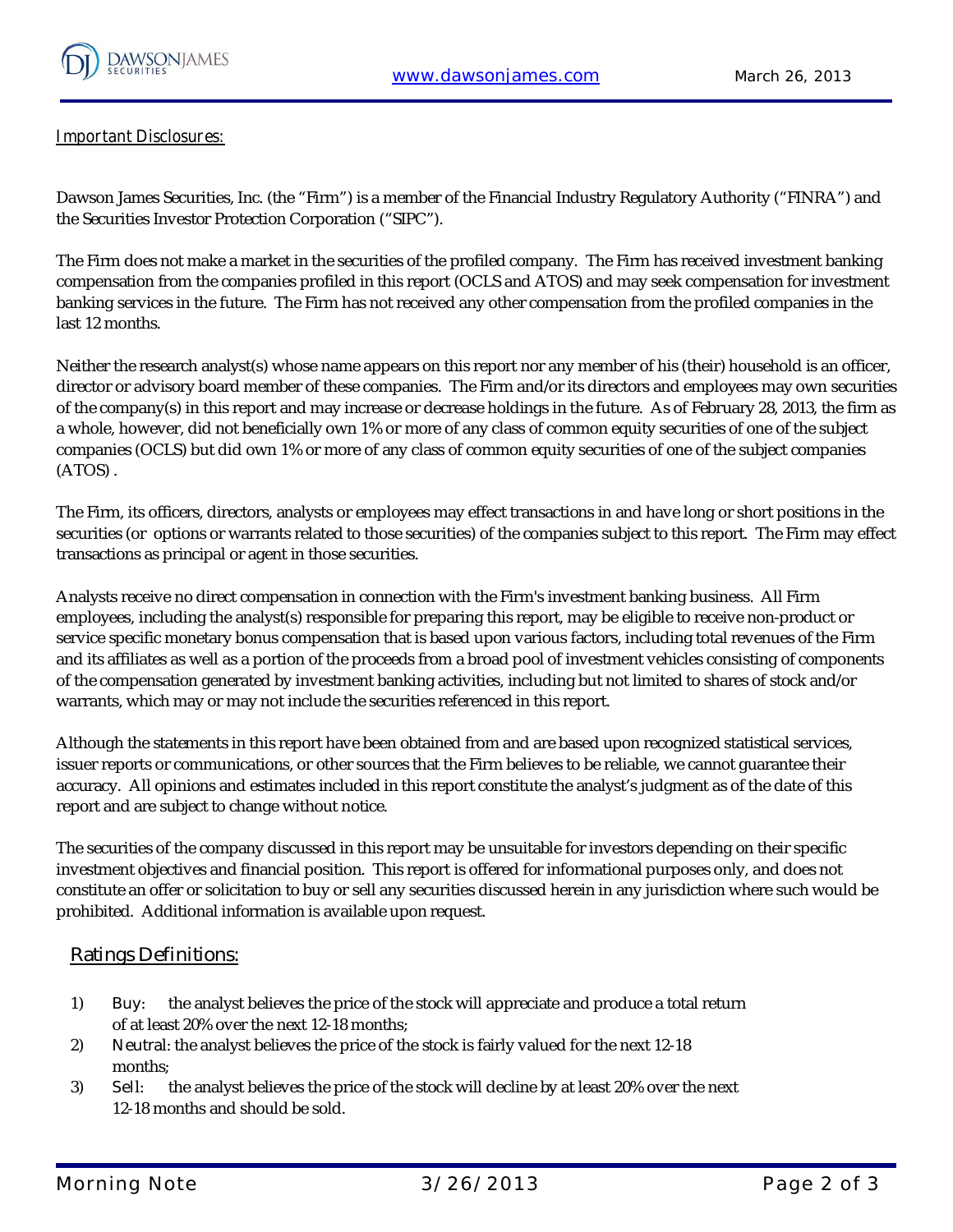*Important Disclosures:*

Dawson James Securities, Inc. (the "Firm") is a member of the Financial Industry Regulatory Authority ("FINRA") and the Securities Investor Protection Corporation ("SIPC").

The Firm does not make a market in the securities of the profiled company. The Firm has received investment banking compensation from the companies profiled in this report (OCLS and ATOS) and may seek compensation for investment banking services in the future. The Firm has not received any other compensation from the profiled companies in the last 12 months.

Neither the research analyst(s) whose name appears on this report nor any member of his (their) household is an officer, director or advisory board member of these companies. The Firm and/or its directors and employees may own securities of the company(s) in this report and may increase or decrease holdings in the future. As of February 28, 2013, the firm as a whole, however, did not beneficially own 1% or more of any class of common equity securities of one of the subject companies (OCLS) but did own 1% or more of any class of common equity securities of one of the subject companies (ATOS) .

The Firm, its officers, directors, analysts or employees may effect transactions in and have long or short positions in the securities (or options or warrants related to those securities) of the companies subject to this report. The Firm may effect transactions as principal or agent in those securities.

Analysts receive no direct compensation in connection with the Firm's investment banking business. All Firm employees, including the analyst(s) responsible for preparing this report, may be eligible to receive non-product or service specific monetary bonus compensation that is based upon various factors, including total revenues of the Firm and its affiliates as well as a portion of the proceeds from a broad pool of investment vehicles consisting of components of the compensation generated by investment banking activities, including but not limited to shares of stock and/or warrants, which may or may not include the securities referenced in this report.

Although the statements in this report have been obtained from and are based upon recognized statistical services, issuer reports or communications, or other sources that the Firm believes to be reliable, we cannot guarantee their accuracy. All opinions and estimates included in this report constitute the analyst's judgment as of the date of this report and are subject to change without notice.

The securities of the company discussed in this report may be unsuitable for investors depending on their specific investment objectives and financial position. This report is offered for informational purposes only, and does not constitute an offer or solicitation to buy or sell any securities discussed herein in any jurisdiction where such would be prohibited. Additional information is available upon request.

## Ratings Definitions:

1) Buy: the analyst believes the price of the stock will appreciate and produce a total return of at least 20% over the next 12-18 months;
2) Neutral: the analyst believes the price of the stock is fairly valued for the next 12-18 months;
3) Sell: the analyst believes the price of the stock will decline by at least 20% over the next 12-18 months and should be sold.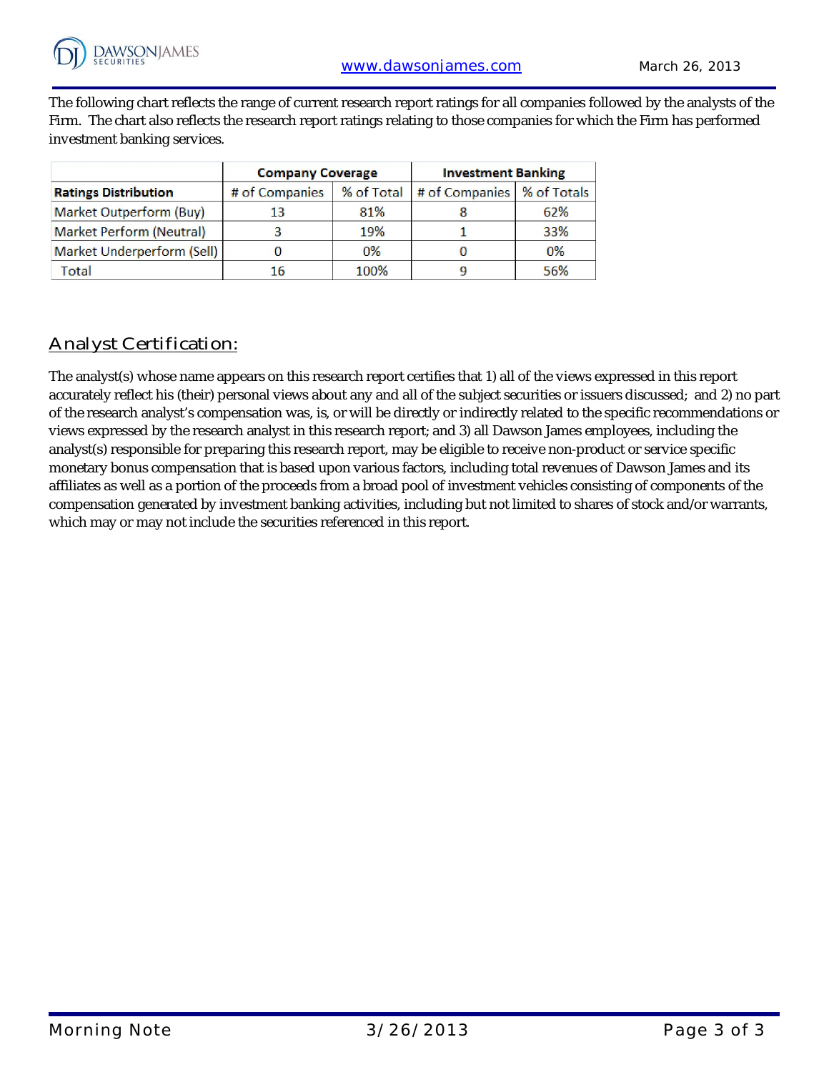The following chart reflects the range of current research report ratings for all companies followed by the analysts of the Firm. The chart also reflects the research report ratings relating to those companies for which the Firm has performed investment banking services.

| | Company Coverage | | Investment Banking | |
|---|---|---|---|---|
| **Ratings Distribution** | # of Companies | % of Total | # of Companies | % of Totals |
| Market Outperform (Buy) | 13 | 81% | 8 | 62% |
| Market Perform (Neutral) | 3 | 19% | 1 | 33% |
| Market Underperform (Sell) | 0 | 0% | 0 | 0% |
| Total | 16 | 100% | 9 | 56% |

## Analyst Certification:

The analyst(s) whose name appears on this research report certifies that 1) all of the views expressed in this report accurately reflect his (their) personal views about any and all of the subject securities or issuers discussed; and 2) no part of the research analyst's compensation was, is, or will be directly or indirectly related to the specific recommendations or views expressed by the research analyst in this research report; and 3) all Dawson James employees, including the analyst(s) responsible for preparing this research report, may be eligible to receive non-product or service specific monetary bonus compensation that is based upon various factors, including total revenues of Dawson James and its affiliates as well as a portion of the proceeds from a broad pool of investment vehicles consisting of components of the compensation generated by investment banking activities, including but not limited to shares of stock and/or warrants, which may or may not include the securities referenced in this report.